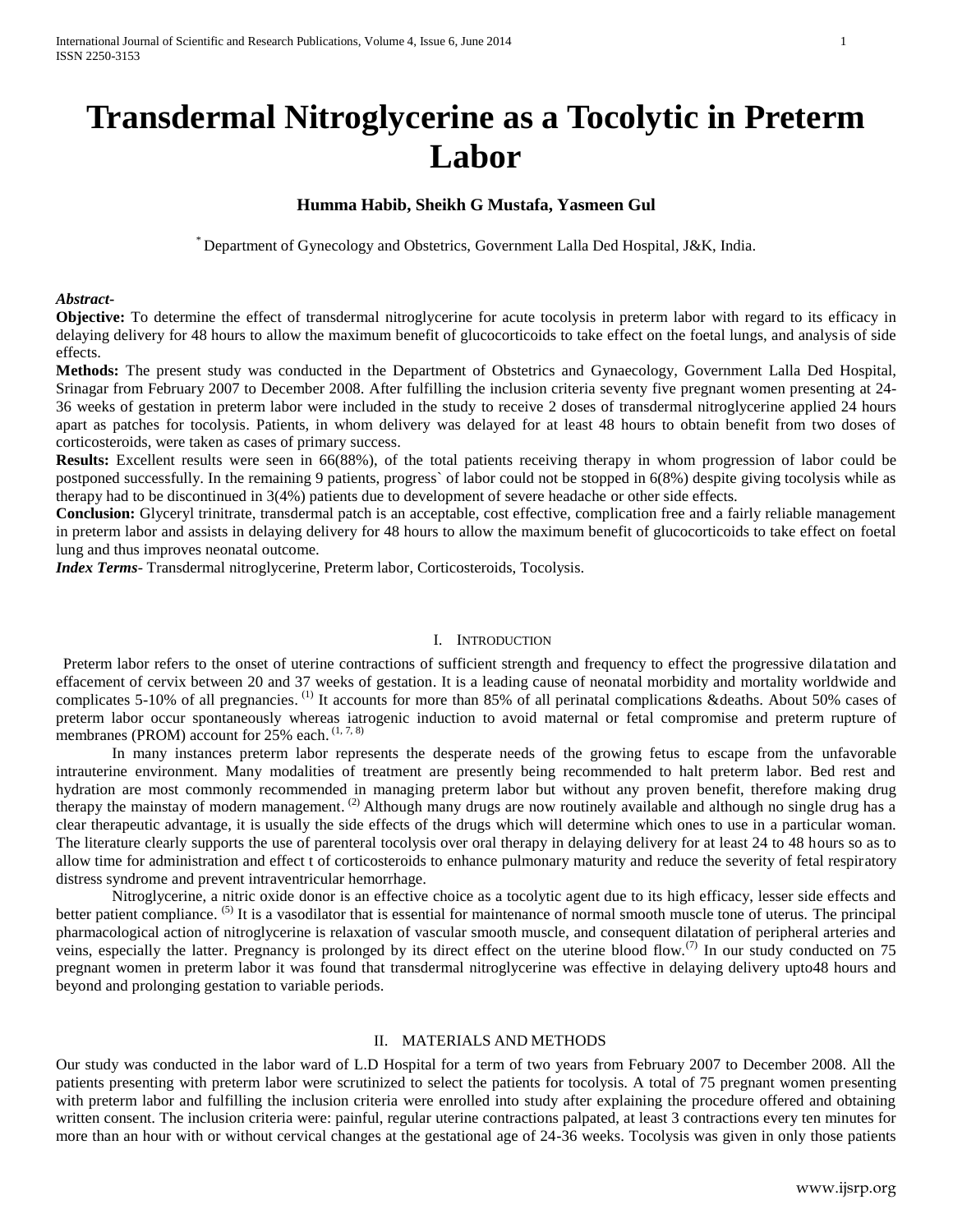# Transdermal Nitroglycerine as a Tocolytic in Preterm Labor

**Humma Habib, Sheikh G Mustafa, Yasmeen Gul**

[*] Department of Gynecology and Obstetrics, Government Lalla Ded Hospital, J&K, India.

***Abstract-***

**Objective:** To determine the effect of transdermal nitroglycerine for acute tocolysis in preterm labor with regard to its efficacy in delaying delivery for 48 hours to allow the maximum benefit of glucocorticoids to take effect on the foetal lungs, and analysis of side effects.

**Methods:** The present study was conducted in the Department of Obstetrics and Gynaecology, Government Lalla Ded Hospital, Srinagar from February 2007 to December 2008. After fulfilling the inclusion criteria seventy five pregnant women presenting at 24-36 weeks of gestation in preterm labor were included in the study to receive 2 doses of transdermal nitroglycerine applied 24 hours apart as patches for tocolysis. Patients, in whom delivery was delayed for at least 48 hours to obtain benefit from two doses of corticosteroids, were taken as cases of primary success.

**Results:** Excellent results were seen in 66(88%), of the total patients receiving therapy in whom progression of labor could be postponed successfully. In the remaining 9 patients, progress` of labor could not be stopped in 6(8%) despite giving tocolysis while as therapy had to be discontinued in 3(4%) patients due to development of severe headache or other side effects.

**Conclusion:** Glyceryl trinitrate, transdermal patch is an acceptable, cost effective, complication free and a fairly reliable management in preterm labor and assists in delaying delivery for 48 hours to allow the maximum benefit of glucocorticoids to take effect on foetal lung and thus improves neonatal outcome.

***Index Terms***- Transdermal nitroglycerine, Preterm labor, Corticosteroids, Tocolysis.

## I. Introduction

Preterm labor refers to the onset of uterine contractions of sufficient strength and frequency to effect the progressive dilatation and effacement of cervix between 20 and 37 weeks of gestation. It is a leading cause of neonatal morbidity and mortality worldwide and complicates 5-10% of all pregnancies. [1] It accounts for more than 85% of all perinatal complications &deaths. About 50% cases of preterm labor occur spontaneously whereas iatrogenic induction to avoid maternal or fetal compromise and preterm rupture of membranes (PROM) account for 25% each. [1, 7, 8]

In many instances preterm labor represents the desperate needs of the growing fetus to escape from the unfavorable intrauterine environment. Many modalities of treatment are presently being recommended to halt preterm labor. Bed rest and hydration are most commonly recommended in managing preterm labor but without any proven benefit, therefore making drug therapy the mainstay of modern management. [2] Although many drugs are now routinely available and although no single drug has a clear therapeutic advantage, it is usually the side effects of the drugs which will determine which ones to use in a particular woman. The literature clearly supports the use of parenteral tocolysis over oral therapy in delaying delivery for at least 24 to 48 hours so as to allow time for administration and effect t of corticosteroids to enhance pulmonary maturity and reduce the severity of fetal respiratory distress syndrome and prevent intraventricular hemorrhage.

Nitroglycerine, a nitric oxide donor is an effective choice as a tocolytic agent due to its high efficacy, lesser side effects and better patient compliance. [5] It is a vasodilator that is essential for maintenance of normal smooth muscle tone of uterus. The principal pharmacological action of nitroglycerine is relaxation of vascular smooth muscle, and consequent dilatation of peripheral arteries and veins, especially the latter. Pregnancy is prolonged by its direct effect on the uterine blood flow.[7] In our study conducted on 75 pregnant women in preterm labor it was found that transdermal nitroglycerine was effective in delaying delivery upto48 hours and beyond and prolonging gestation to variable periods.

## II. Materials and Methods

Our study was conducted in the labor ward of L.D Hospital for a term of two years from February 2007 to December 2008. All the patients presenting with preterm labor were scrutinized to select the patients for tocolysis. A total of 75 pregnant women presenting with preterm labor and fulfilling the inclusion criteria were enrolled into study after explaining the procedure offered and obtaining written consent. The inclusion criteria were: painful, regular uterine contractions palpated, at least 3 contractions every ten minutes for more than an hour with or without cervical changes at the gestational age of 24-36 weeks. Tocolysis was given in only those patients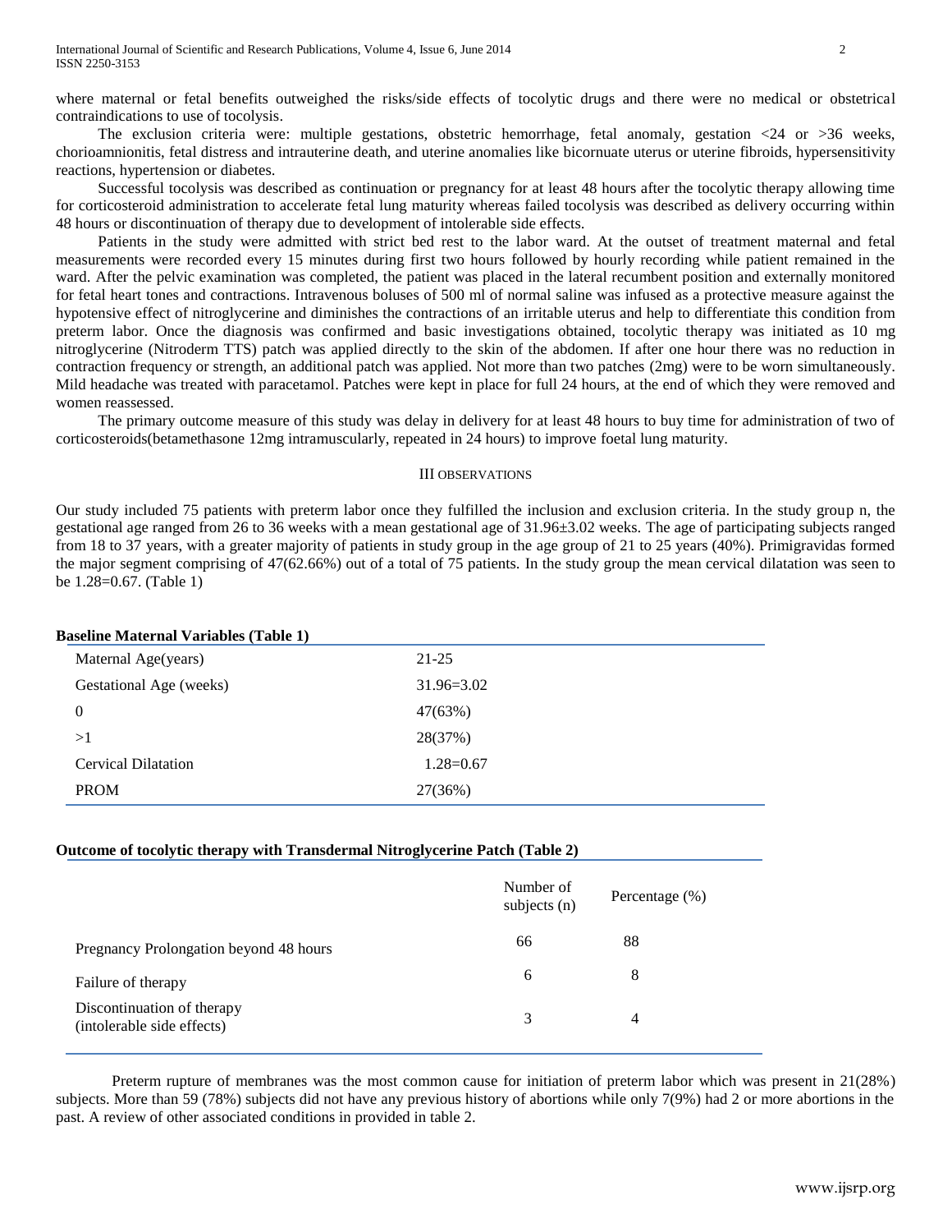where maternal or fetal benefits outweighed the risks/side effects of tocolytic drugs and there were no medical or obstetrical contraindications to use of tocolysis.

The exclusion criteria were: multiple gestations, obstetric hemorrhage, fetal anomaly, gestation <24 or >36 weeks, chorioamnionitis, fetal distress and intrauterine death, and uterine anomalies like bicornuate uterus or uterine fibroids, hypersensitivity reactions, hypertension or diabetes.

Successful tocolysis was described as continuation or pregnancy for at least 48 hours after the tocolytic therapy allowing time for corticosteroid administration to accelerate fetal lung maturity whereas failed tocolysis was described as delivery occurring within 48 hours or discontinuation of therapy due to development of intolerable side effects.

Patients in the study were admitted with strict bed rest to the labor ward. At the outset of treatment maternal and fetal measurements were recorded every 15 minutes during first two hours followed by hourly recording while patient remained in the ward. After the pelvic examination was completed, the patient was placed in the lateral recumbent position and externally monitored for fetal heart tones and contractions. Intravenous boluses of 500 ml of normal saline was infused as a protective measure against the hypotensive effect of nitroglycerine and diminishes the contractions of an irritable uterus and help to differentiate this condition from preterm labor. Once the diagnosis was confirmed and basic investigations obtained, tocolytic therapy was initiated as 10 mg nitroglycerine (Nitroderm TTS) patch was applied directly to the skin of the abdomen. If after one hour there was no reduction in contraction frequency or strength, an additional patch was applied. Not more than two patches (2mg) were to be worn simultaneously. Mild headache was treated with paracetamol. Patches were kept in place for full 24 hours, at the end of which they were removed and women reassessed.

The primary outcome measure of this study was delay in delivery for at least 48 hours to buy time for administration of two of corticosteroids(betamethasone 12mg intramuscularly, repeated in 24 hours) to improve foetal lung maturity.

## III OBSERVATIONS

Our study included 75 patients with preterm labor once they fulfilled the inclusion and exclusion criteria. In the study group n, the gestational age ranged from 26 to 36 weeks with a mean gestational age of 31.96±3.02 weeks. The age of participating subjects ranged from 18 to 37 years, with a greater majority of patients in study group in the age group of 21 to 25 years (40%). Primigravidas formed the major segment comprising of 47(62.66%) out of a total of 75 patients. In the study group the mean cervical dilatation was seen to be 1.28=0.67. (Table 1)

**Baseline Maternal Variables (Table 1)**

| | |
|---|---|
| Maternal Age(years) | 21-25 |
| Gestational Age (weeks) | 31.96=3.02 |
| 0 | 47(63%) |
| >1 | 28(37%) |
| Cervical Dilatation | 1.28=0.67 |
| PROM | 27(36%) |

**Outcome of tocolytic therapy with Transdermal Nitroglycerine Patch (Table 2)**

| | Number of subjects (n) | Percentage (%) |
|---|---|---|
| Pregnancy Prolongation beyond 48 hours | 66 | 88 |
| Failure of therapy | 6 | 8 |
| Discontinuation of therapy (intolerable side effects) | 3 | 4 |

Preterm rupture of membranes was the most common cause for initiation of preterm labor which was present in 21(28%) subjects. More than 59 (78%) subjects did not have any previous history of abortions while only 7(9%) had 2 or more abortions in the past. A review of other associated conditions in provided in table 2.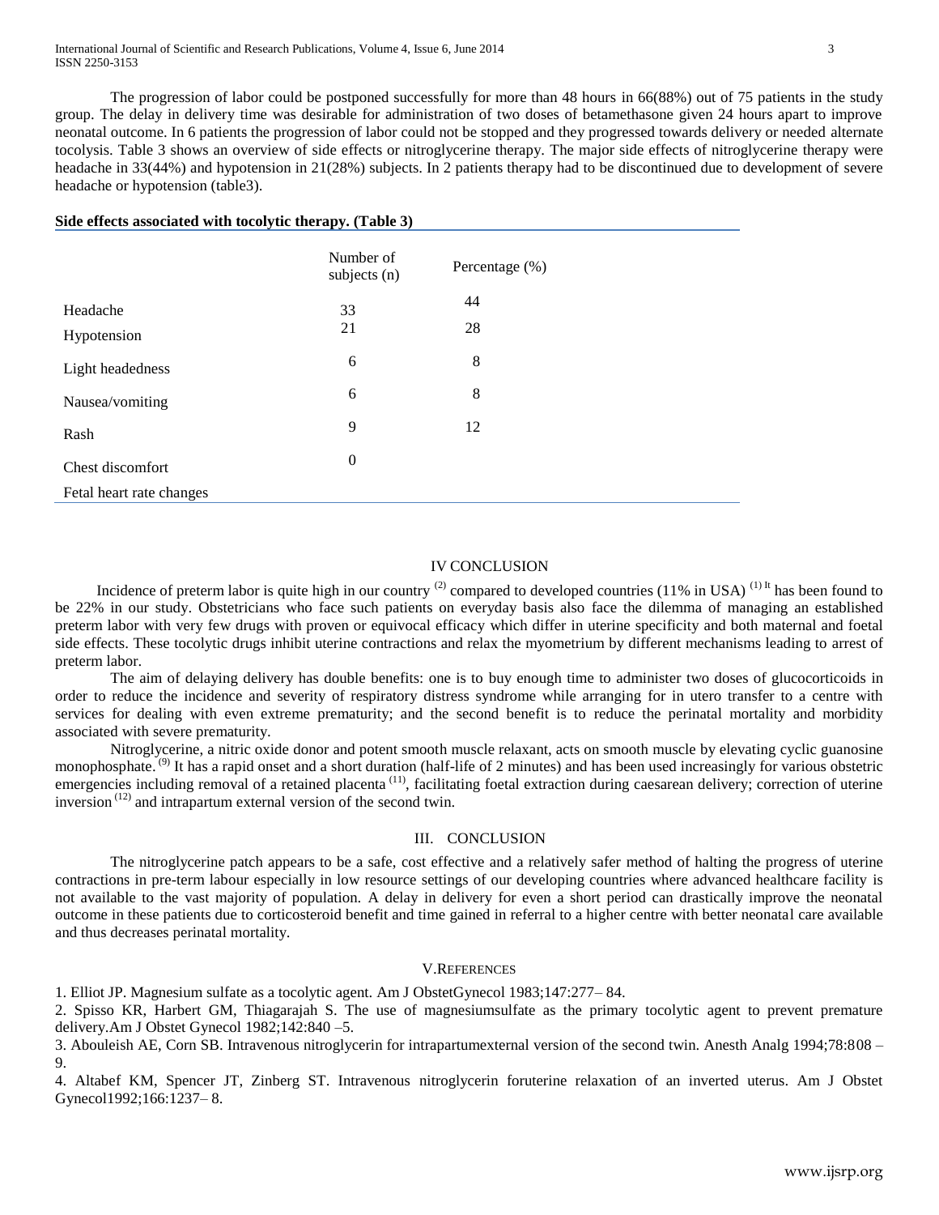The progression of labor could be postponed successfully for more than 48 hours in 66(88%) out of 75 patients in the study group. The delay in delivery time was desirable for administration of two doses of betamethasone given 24 hours apart to improve neonatal outcome. In 6 patients the progression of labor could not be stopped and they progressed towards delivery or needed alternate tocolysis. Table 3 shows an overview of side effects or nitroglycerine therapy. The major side effects of nitroglycerine therapy were headache in 33(44%) and hypotension in 21(28%) subjects. In 2 patients therapy had to be discontinued due to development of severe headache or hypotension (table3).

**Side effects associated with tocolytic therapy. (Table 3)**

| | Number of subjects (n) | Percentage (%) |
|---|---|---|
| Headache | 33 | 44 |
| Hypotension | 21 | 28 |
| Light headedness | 6 | 8 |
| Nausea/vomiting | 6 | 8 |
| Rash | 9 | 12 |
| Chest discomfort | 0 | |
| Fetal heart rate changes | | |

## IV CONCLUSION

Incidence of preterm labor is quite high in our country [2] compared to developed countries (11% in USA) [1] It has been found to be 22% in our study. Obstetricians who face such patients on everyday basis also face the dilemma of managing an established preterm labor with very few drugs with proven or equivocal efficacy which differ in uterine specificity and both maternal and foetal side effects. These tocolytic drugs inhibit uterine contractions and relax the myometrium by different mechanisms leading to arrest of preterm labor.

The aim of delaying delivery has double benefits: one is to buy enough time to administer two doses of glucocorticoids in order to reduce the incidence and severity of respiratory distress syndrome while arranging for in utero transfer to a centre with services for dealing with even extreme prematurity; and the second benefit is to reduce the perinatal mortality and morbidity associated with severe prematurity.

Nitroglycerine, a nitric oxide donor and potent smooth muscle relaxant, acts on smooth muscle by elevating cyclic guanosine monophosphate. [9] It has a rapid onset and a short duration (half-life of 2 minutes) and has been used increasingly for various obstetric emergencies including removal of a retained placenta [11], facilitating foetal extraction during caesarean delivery; correction of uterine inversion [12] and intrapartum external version of the second twin.

## III. CONCLUSION

The nitroglycerine patch appears to be a safe, cost effective and a relatively safer method of halting the progress of uterine contractions in pre-term labour especially in low resource settings of our developing countries where advanced healthcare facility is not available to the vast majority of population. A delay in delivery for even a short period can drastically improve the neonatal outcome in these patients due to corticosteroid benefit and time gained in referral to a higher centre with better neonatal care available and thus decreases perinatal mortality.

## V. REFERENCES

1. Elliot JP. Magnesium sulfate as a tocolytic agent. Am J ObstetGynecol 1983;147:277– 84.
2. Spisso KR, Harbert GM, Thiagarajah S. The use of magnesiumsulfate as the primary tocolytic agent to prevent premature delivery.Am J Obstet Gynecol 1982;142:840 –5.
3. Abouleish AE, Corn SB. Intravenous nitroglycerin for intrapartumexternal version of the second twin. Anesth Analg 1994;78:808 – 9.
4. Altabef KM, Spencer JT, Zinberg ST. Intravenous nitroglycerin foruterine relaxation of an inverted uterus. Am J Obstet Gynecol1992;166:1237– 8.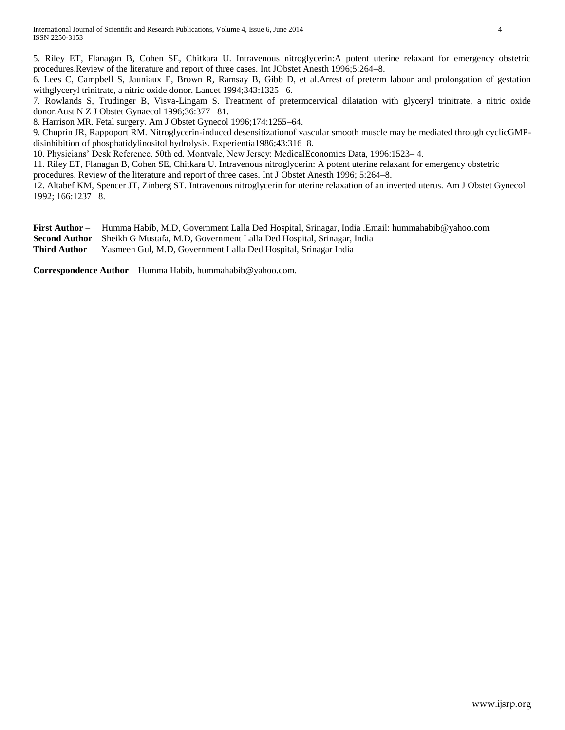5. Riley ET, Flanagan B, Cohen SE, Chitkara U. Intravenous nitroglycerin:A potent uterine relaxant for emergency obstetric procedures.Review of the literature and report of three cases. Int JObstet Anesth 1996;5:264–8.

6. Lees C, Campbell S, Jauniaux E, Brown R, Ramsay B, Gibb D, et al.Arrest of preterm labour and prolongation of gestation withglyceryl trinitrate, a nitric oxide donor. Lancet 1994;343:1325– 6.

7. Rowlands S, Trudinger B, Visva-Lingam S. Treatment of pretermcervical dilatation with glyceryl trinitrate, a nitric oxide donor.Aust N Z J Obstet Gynaecol 1996;36:377– 81.

8. Harrison MR. Fetal surgery. Am J Obstet Gynecol 1996;174:1255–64.

9. Chuprin JR, Rappoport RM. Nitroglycerin-induced desensitizationof vascular smooth muscle may be mediated through cyclicGMP-disinhibition of phosphatidylinositol hydrolysis. Experientia1986;43:316–8.

10. Physicians' Desk Reference. 50th ed. Montvale, New Jersey: MedicalEconomics Data, 1996:1523– 4.

11. Riley ET, Flanagan B, Cohen SE, Chitkara U. Intravenous nitroglycerin: A potent uterine relaxant for emergency obstetric procedures. Review of the literature and report of three cases. Int J Obstet Anesth 1996; 5:264–8.

12. Altabef KM, Spencer JT, Zinberg ST. Intravenous nitroglycerin for uterine relaxation of an inverted uterus. Am J Obstet Gynecol 1992; 166:1237– 8.

**First Author** – Humma Habib, M.D, Government Lalla Ded Hospital, Srinagar, India .Email: hummahabib@yahoo.com
**Second Author** – Sheikh G Mustafa, M.D, Government Lalla Ded Hospital, Srinagar, India
**Third Author** – Yasmeen Gul, M.D, Government Lalla Ded Hospital, Srinagar India

**Correspondence Author** – Humma Habib, hummahabib@yahoo.com.